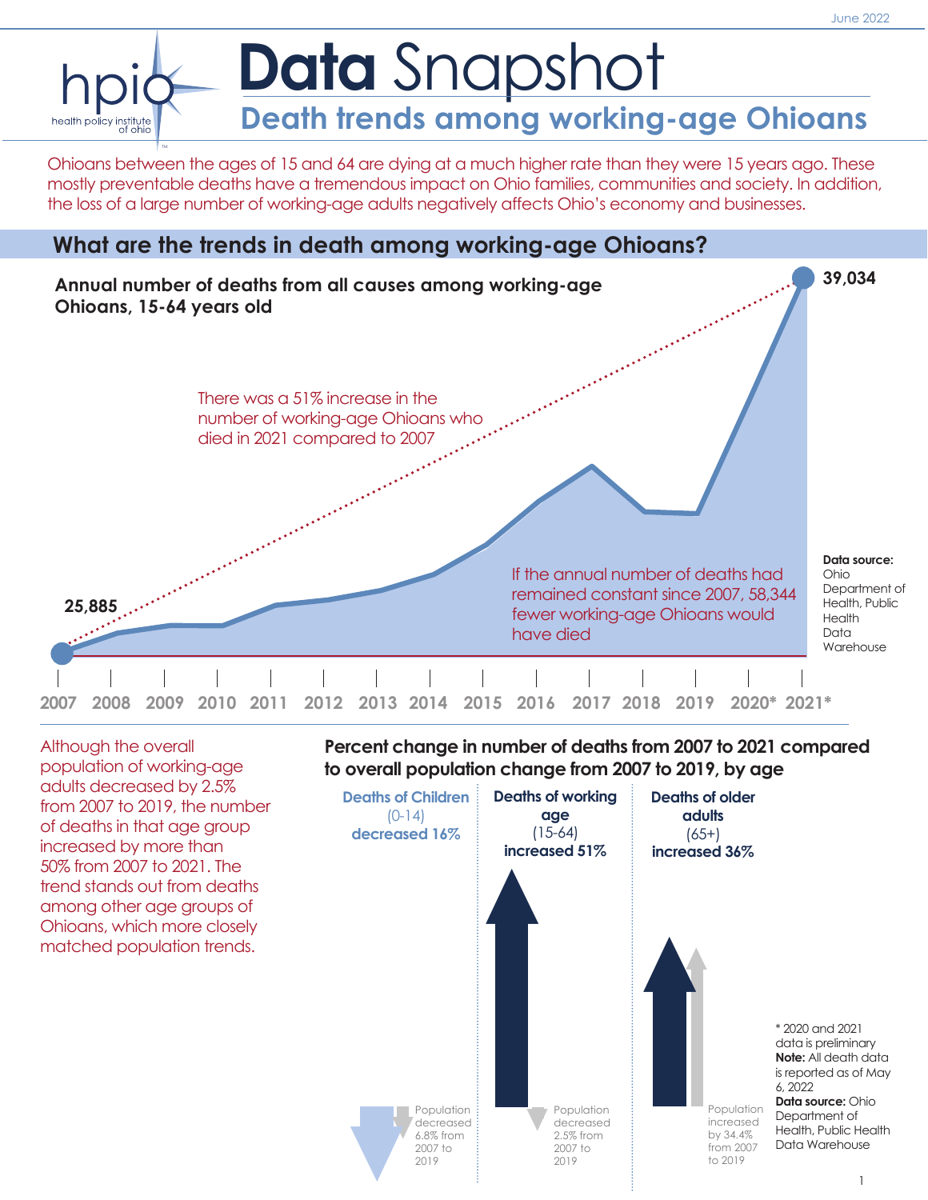# Data Snapshot

## Death trends among working-age Ohioans

Ohioans between the ages of 15 and 64 are dying at a much higher rate than they were 15 years ago. These mostly preventable deaths have a tremendous impact on Ohio families, communities and society. In addition, the loss of a large number of working-age adults negatively affects Ohio's economy and businesses.

## What are the trends in death among working-age Ohioans?

**Annual number of deaths from all causes among working-age Ohioans, 15-64 years old**

25,885 (2007) — 39,034 (2021*)

2007 2008 2009 2010 2011 2012 2013 2014 2015 2016 2017 2018 2019 2020* 2021*

There was a 51% increase in the number of working-age Ohioans who died in 2021 compared to 2007

If the annual number of deaths had remained constant since 2007, 58,344 fewer working-age Ohioans would have died

**Data source:** Ohio Department of Health, Public Health Data Warehouse

Although the overall population of working-age adults decreased by 2.5% from 2007 to 2019, the number of deaths in that age group increased by more than 50% from 2007 to 2021. The trend stands out from deaths among other age groups of Ohioans, which more closely matched population trends.

**Percent change in number of deaths from 2007 to 2021 compared to overall population change from 2007 to 2019, by age**

| Deaths of Children (0-14) decreased 16% | Deaths of working age (15-64) increased 51% | Deaths of older adults (65+) increased 36% |
|---|---|---|
| Population decreased 6.8% from 2007 to 2019 | Population decreased 2.5% from 2007 to 2019 | Population increased by 34.4% from 2007 to 2019 |

\* 2020 and 2021 data is preliminary
**Note:** All death data is reported as of May 6, 2022
**Data source:** Ohio Department of Health, Public Health Data Warehouse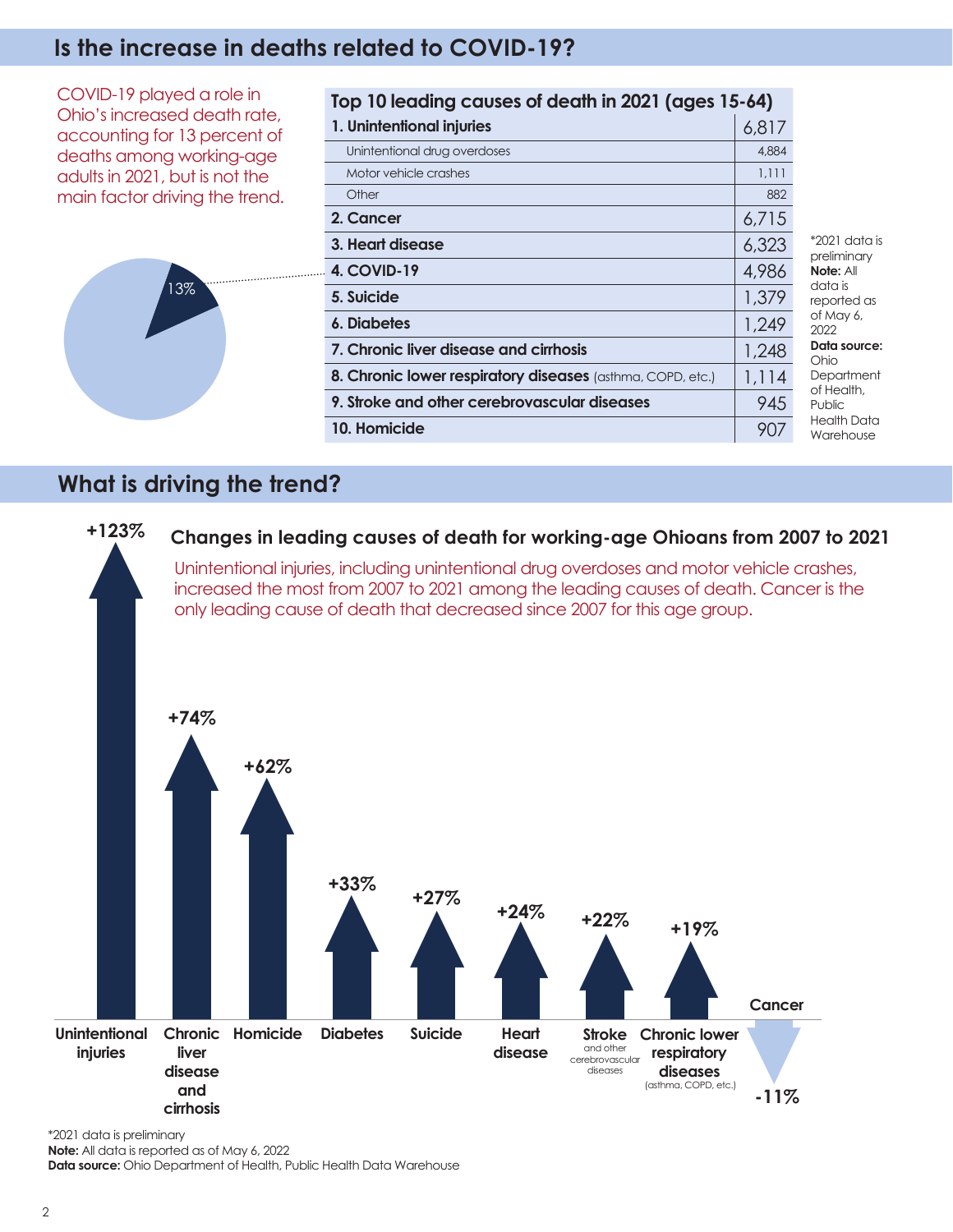## Is the increase in deaths related to COVID-19?

COVID-19 played a role in Ohio's increased death rate, accounting for 13 percent of deaths among working-age adults in 2021, but is not the main factor driving the trend.

13%

**Top 10 leading causes of death in 2021 (ages 15-64)**

| Cause | Deaths |
|---|---|
| **1. Unintentional injuries** | 6,817 |
| Unintentional drug overdoses | 4,884 |
| Motor vehicle crashes | 1,111 |
| Other | 882 |
| **2. Cancer** | 6,715 |
| **3. Heart disease** | 6,323 |
| **4. COVID-19** | 4,986 |
| **5. Suicide** | 1,379 |
| **6. Diabetes** | 1,249 |
| **7. Chronic liver disease and cirrhosis** | 1,248 |
| **8. Chronic lower respiratory diseases** (asthma, COPD, etc.) | 1,114 |
| **9. Stroke and other cerebrovascular diseases** | 945 |
| **10. Homicide** | 907 |

*2021 data is preliminary
**Note:** All data is reported as of May 6, 2022
**Data source:** Ohio Department of Health, Public Health Data Warehouse

## What is driving the trend?

**Changes in leading causes of death for working-age Ohioans from 2007 to 2021**

Unintentional injuries, including unintentional drug overdoses and motor vehicle crashes, increased the most from 2007 to 2021 among the leading causes of death. Cancer is the only leading cause of death that decreased since 2007 for this age group.

| Cause | Change |
|---|---|
| Unintentional injuries | +123% |
| Chronic liver disease and cirrhosis | +74% |
| Homicide | +62% |
| Diabetes | +33% |
| Suicide | +27% |
| Heart disease | +24% |
| Stroke and other cerebrovascular diseases | +22% |
| Chronic lower respiratory diseases (asthma, COPD, etc.) | +19% |
| Cancer | -11% |

*2021 data is preliminary
**Note:** All data is reported as of May 6, 2022
**Data source:** Ohio Department of Health, Public Health Data Warehouse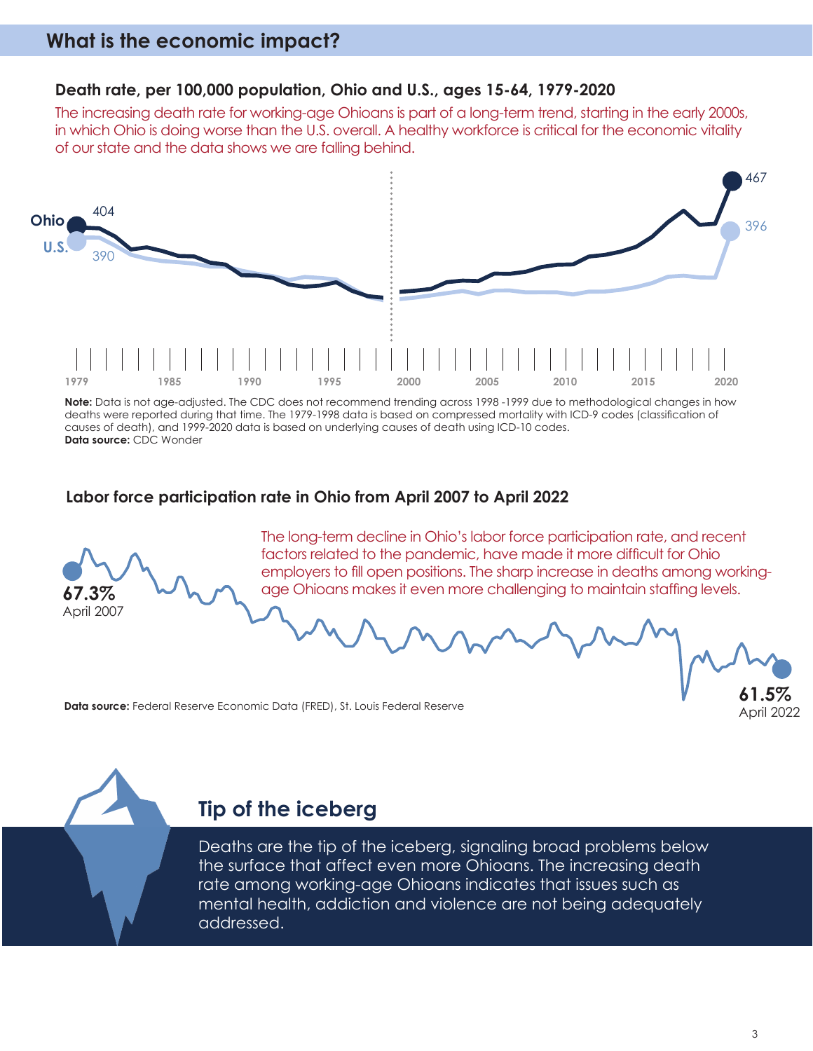## What is the economic impact?

### Death rate, per 100,000 population, Ohio and U.S., ages 15-64, 1979-2020

The increasing death rate for working-age Ohioans is part of a long-term trend, starting in the early 2000s, in which Ohio is doing worse than the U.S. overall. A healthy workforce is critical for the economic vitality of our state and the data shows we are falling behind.

Ohio 404
U.S. 390
467
396

1979 1985 1990 1995 2000 2005 2010 2015 2020

**Note:** Data is not age-adjusted. The CDC does not recommend trending across 1998 -1999 due to methodological changes in how deaths were reported during that time. The 1979-1998 data is based on compressed mortality with ICD-9 codes (classification of causes of death), and 1999-2020 data is based on underlying causes of death using ICD-10 codes.
**Data source:** CDC Wonder

### Labor force participation rate in Ohio from April 2007 to April 2022

The long-term decline in Ohio's labor force participation rate, and recent factors related to the pandemic, have made it more difficult for Ohio employers to fill open positions. The sharp increase in deaths among working-age Ohioans makes it even more challenging to maintain staffing levels.

**67.3%**
April 2007

**61.5%**
April 2022

**Data source:** Federal Reserve Economic Data (FRED), St. Louis Federal Reserve

## Tip of the iceberg

Deaths are the tip of the iceberg, signaling broad problems below the surface that affect even more Ohioans. The increasing death rate among working-age Ohioans indicates that issues such as mental health, addiction and violence are not being adequately addressed.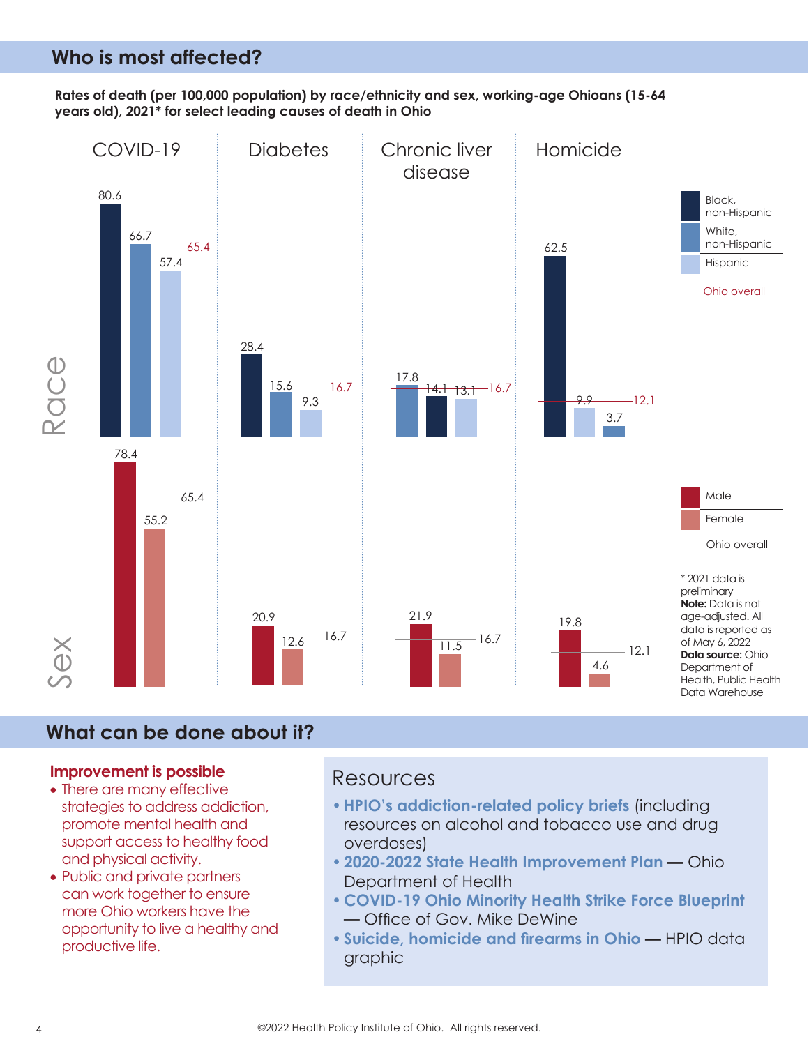## Who is most affected?

**Rates of death (per 100,000 population) by race/ethnicity and sex, working-age Ohioans (15-64 years old), 2021* for select leading causes of death in Ohio**

COVID-19

Diabetes

Chronic liver disease

Homicide

Race

80.6
66.7
65.4
57.4

28.4
15.6
16.7
9.3

17.8
14.1
13.1
16.7

62.5
9.9
12.1
3.7

Black, non-Hispanic

White, non-Hispanic

Hispanic

Ohio overall

Sex

78.4
65.4
55.2

20.9
12.6
16.7

21.9
11.5
16.7

19.8
12.1
4.6

Male

Female

Ohio overall

* 2021 data is preliminary

**Note:** Data is not age-adjusted. All data is reported as of May 6, 2022

**Data source:** Ohio Department of Health, Public Health Data Warehouse

## What can be done about it?

### Improvement is possible

- There are many effective strategies to address addiction, promote mental health and support access to healthy food and physical activity.
- Public and private partners can work together to ensure more Ohio workers have the opportunity to live a healthy and productive life.

### Resources

- **HPIO's addiction-related policy briefs** (including resources on alcohol and tobacco use and drug overdoses)
- **2020-2022 State Health Improvement Plan** — Ohio Department of Health
- **COVID-19 Ohio Minority Health Strike Force Blueprint** — Office of Gov. Mike DeWine
- **Suicide, homicide and firearms in Ohio** — HPIO data graphic

©2022 Health Policy Institute of Ohio. All rights reserved.